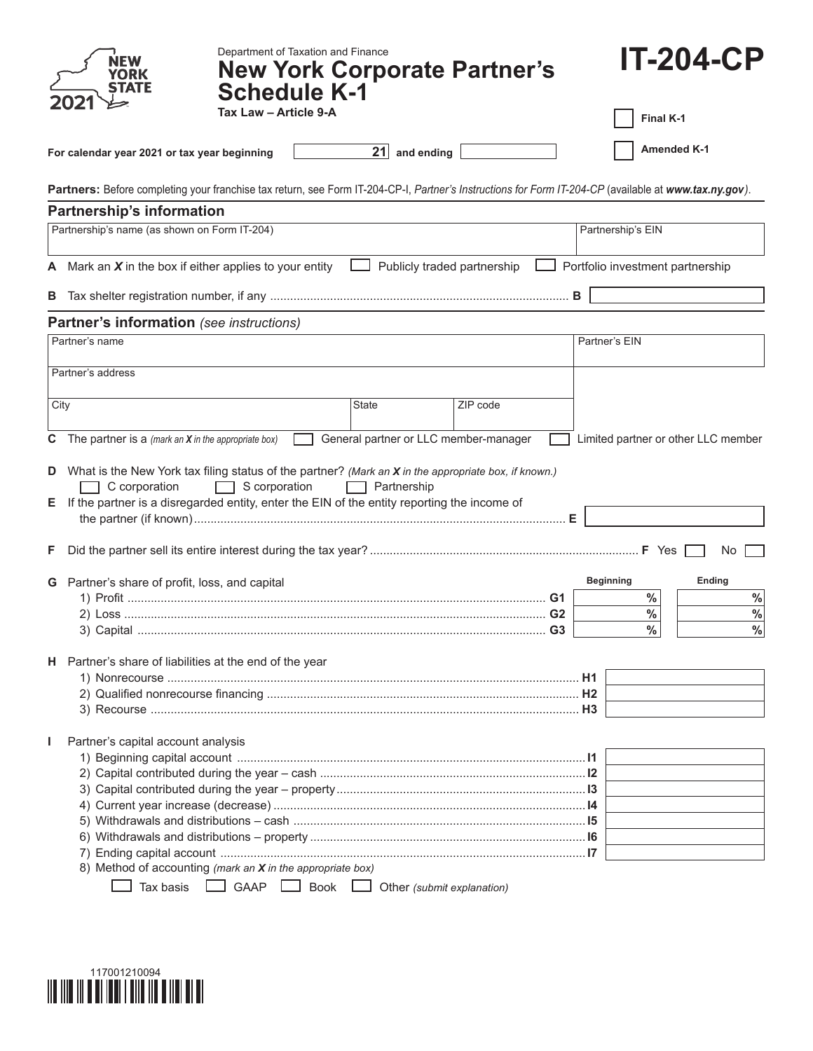Department of Taxation and Finance

# New York Corporate Partner's Schedule K-1

**Tax Law – Article 9-A**

# IT-204-CP

☐ **Final K-1**

☐ **Amended K-1**

**For calendar year 2021 or tax year beginning** 21 **and ending**

**Partners:** Before completing your franchise tax return, see Form IT-204-CP-I, *Partner's Instructions for Form IT-204-CP* (available at ***www.tax.ny.gov***).

## Partnership's information

| Partnership's name (as shown on Form IT-204) | Partnership's EIN |
|---|---|
| | |

**A** Mark an ***X*** in the box if either applies to your entity ☐ Publicly traded partnership ☐ Portfolio investment partnership

**B** Tax shelter registration number, if any .......... **B**

## Partner's information *(see instructions)*

| Partner's name | | | Partner's EIN |
|---|---|---|---|
| Partner's address | | | |
| City | State | ZIP code | |

**C** The partner is a *(mark an **X** in the appropriate box)* ☐ General partner or LLC member-manager ☐ Limited partner or other LLC member

**D** What is the New York tax filing status of the partner? *(Mark an **X** in the appropriate box, if known.)*
☐ C corporation ☐ S corporation ☐ Partnership

**E** If the partner is a disregarded entity, enter the EIN of the entity reporting the income of the partner (if known) .......... **E**

**F** Did the partner sell its entire interest during the tax year? .......... **F** Yes ☐ No ☐

**G** Partner's share of profit, loss, and capital

| | | Beginning | Ending |
|---|---|---|---|
| 1) Profit | G1 | % | % |
| 2) Loss | G2 | % | % |
| 3) Capital | G3 | % | % |

**H** Partner's share of liabilities at the end of the year

| | | |
|---|---|---|
| 1) Nonrecourse | H1 | |
| 2) Qualified nonrecourse financing | H2 | |
| 3) Recourse | H3 | |

**I** Partner's capital account analysis

| | | |
|---|---|---|
| 1) Beginning capital account | I1 | |
| 2) Capital contributed during the year – cash | I2 | |
| 3) Capital contributed during the year – property | I3 | |
| 4) Current year increase (decrease) | I4 | |
| 5) Withdrawals and distributions – cash | I5 | |
| 6) Withdrawals and distributions – property | I6 | |
| 7) Ending capital account | I7 | |

8) Method of accounting *(mark an **X** in the appropriate box)*
☐ Tax basis ☐ GAAP ☐ Book ☐ Other *(submit explanation)*

117001210094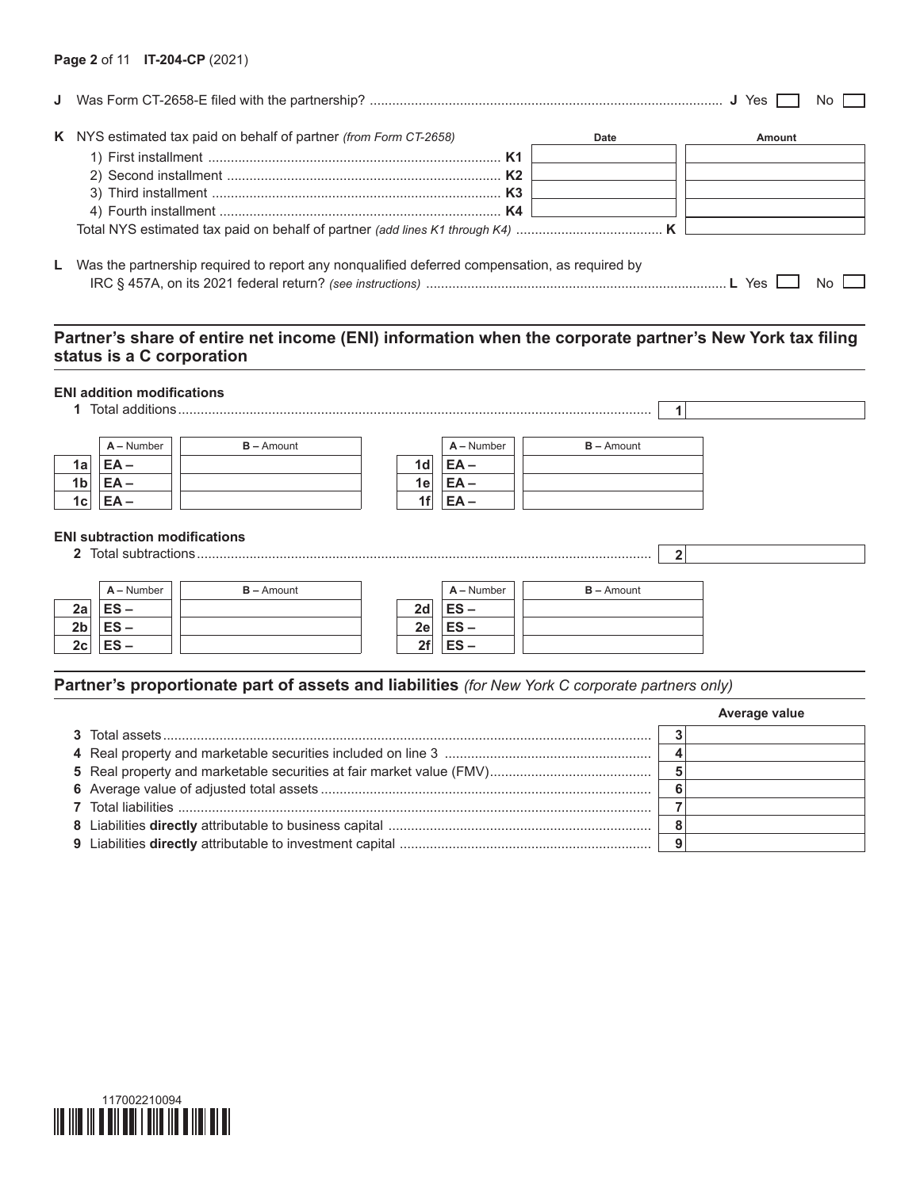**J** Was Form CT-2658-E filed with the partnership? .......... **J** Yes ☐ No ☐

**K** NYS estimated tax paid on behalf of partner *(from Form CT-2658)*

| | | Date | Amount |
|---|---|---|---|
| 1) First installment | **K1** | | |
| 2) Second installment | **K2** | | |
| 3) Third installment | **K3** | | |
| 4) Fourth installment | **K4** | | |
| Total NYS estimated tax paid on behalf of partner *(add lines K1 through K4)* | **K** | | |

**L** Was the partnership required to report any nonqualified deferred compensation, as required by IRC § 457A, on its 2021 federal return? *(see instructions)* .......... **L** Yes ☐ No ☐

## Partner's share of entire net income (ENI) information when the corporate partner's New York tax filing status is a C corporation

### ENI addition modifications

**1** Total additions .......... **1** ______

| | A – Number | B – Amount | | A – Number | B – Amount |
|---|---|---|---|---|---|
| **1a** | **EA –** | | **1d** | **EA –** | |
| **1b** | **EA –** | | **1e** | **EA –** | |
| **1c** | **EA –** | | **1f** | **EA –** | |

### ENI subtraction modifications

**2** Total subtractions .......... **2** ______

| | A – Number | B – Amount | | A – Number | B – Amount |
|---|---|---|---|---|---|
| **2a** | **ES –** | | **2d** | **ES –** | |
| **2b** | **ES –** | | **2e** | **ES –** | |
| **2c** | **ES –** | | **2f** | **ES –** | |

## Partner's proportionate part of assets and liabilities *(for New York C corporate partners only)*

| | | | Average value |
|---|---|---|---|
| **3** | Total assets | **3** | |
| **4** | Real property and marketable securities included on line 3 | **4** | |
| **5** | Real property and marketable securities at fair market value (FMV) | **5** | |
| **6** | Average value of adjusted total assets | **6** | |
| **7** | Total liabilities | **7** | |
| **8** | Liabilities **directly** attributable to business capital | **8** | |
| **9** | Liabilities **directly** attributable to investment capital | **9** | |

117002210094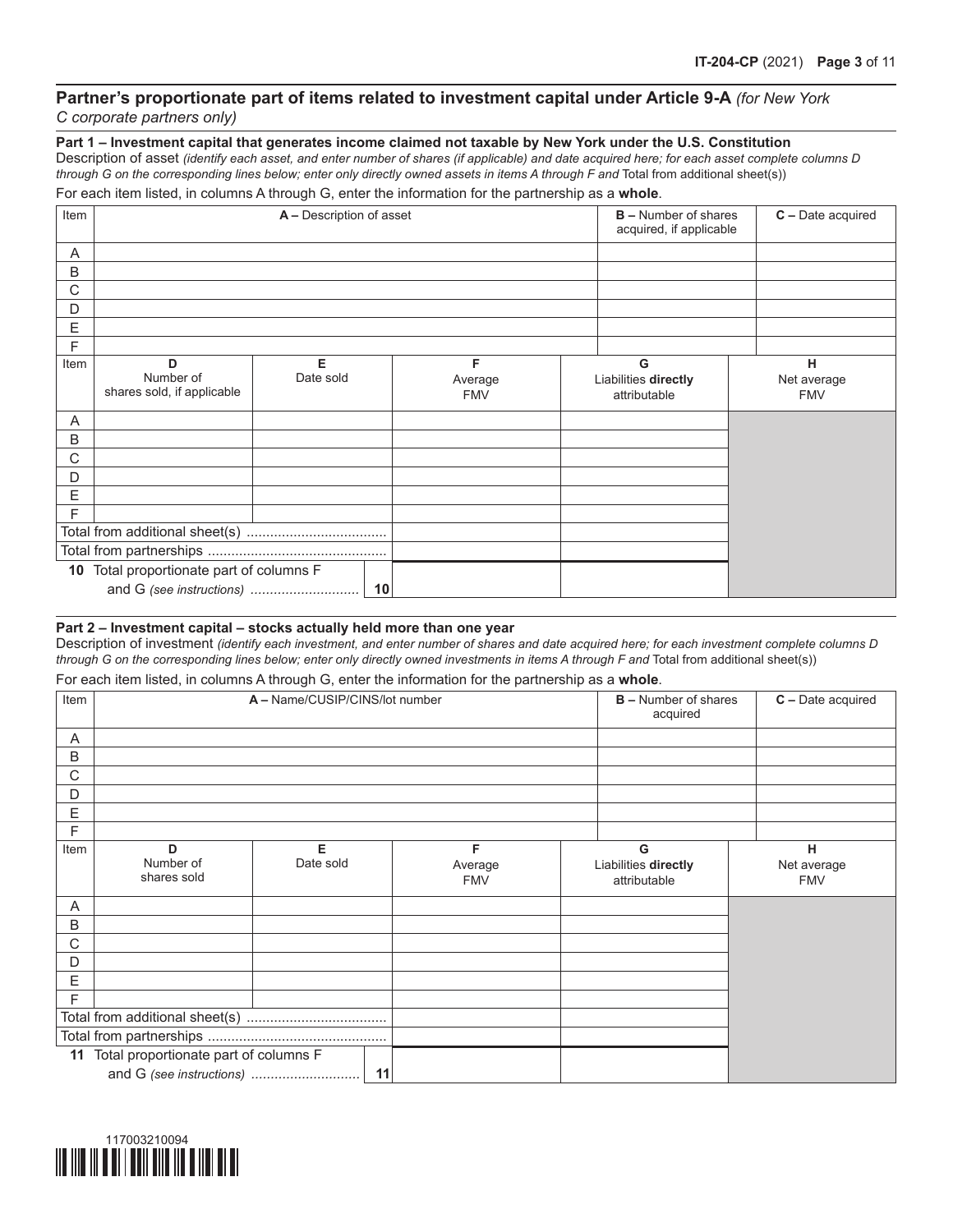## Partner's proportionate part of items related to investment capital under Article 9-A *(for New York C corporate partners only)*

### Part 1 – Investment capital that generates income claimed not taxable by New York under the U.S. Constitution

Description of asset *(identify each asset, and enter number of shares (if applicable) and date acquired here; for each asset complete columns D through G on the corresponding lines below; enter only directly owned assets in items A through F and* Total from additional sheet(s))

For each item listed, in columns A through G, enter the information for the partnership as a **whole**.

| Item | A – Description of asset | B – Number of shares acquired, if applicable | C – Date acquired |
|---|---|---|---|
| A | | | |
| B | | | |
| C | | | |
| D | | | |
| E | | | |
| F | | | |

| Item | D Number of shares sold, if applicable | E Date sold | F Average FMV | G Liabilities **directly** attributable | H Net average FMV |
|---|---|---|---|---|---|
| A | | | | | |
| B | | | | | |
| C | | | | | |
| D | | | | | |
| E | | | | | |
| F | | | | | |
| Total from additional sheet(s) | | | | | |
| Total from partnerships | | | | | |
| **10** Total proportionate part of columns F and G *(see instructions)* | | **10** | | | |

### Part 2 – Investment capital – stocks actually held more than one year

Description of investment *(identify each investment, and enter number of shares and date acquired here; for each investment complete columns D through G on the corresponding lines below; enter only directly owned investments in items A through F and* Total from additional sheet(s))

For each item listed, in columns A through G, enter the information for the partnership as a **whole**.

| Item | A – Name/CUSIP/CINS/lot number | B – Number of shares acquired | C – Date acquired |
|---|---|---|---|
| A | | | |
| B | | | |
| C | | | |
| D | | | |
| E | | | |
| F | | | |

| Item | D Number of shares sold | E Date sold | F Average FMV | G Liabilities **directly** attributable | H Net average FMV |
|---|---|---|---|---|---|
| A | | | | | |
| B | | | | | |
| C | | | | | |
| D | | | | | |
| E | | | | | |
| F | | | | | |
| Total from additional sheet(s) | | | | | |
| Total from partnerships | | | | | |
| **11** Total proportionate part of columns F and G *(see instructions)* | | **11** | | | |

117003210094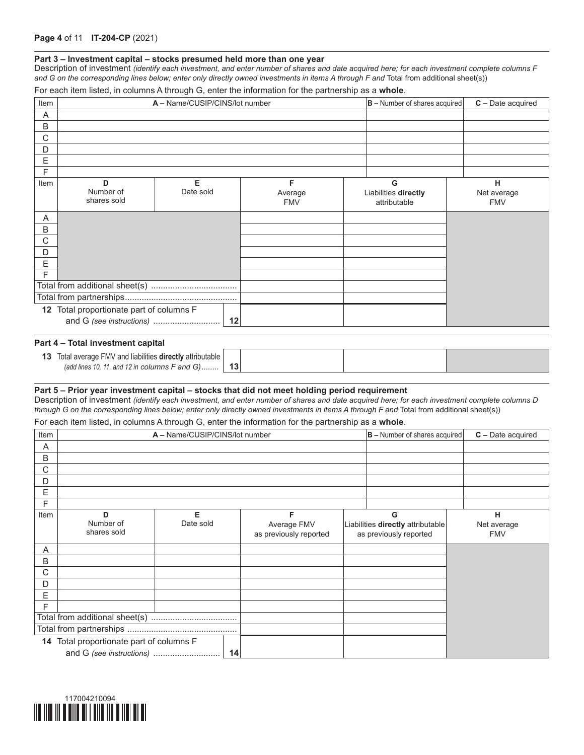## Part 3 – Investment capital – stocks presumed held more than one year

Description of investment *(identify each investment, and enter number of shares and date acquired here; for each investment complete columns F and G on the corresponding lines below; enter only directly owned investments in items A through F and* Total from additional sheet(s))

For each item listed, in columns A through G, enter the information for the partnership as a **whole**.

| Item | A – Name/CUSIP/CINS/lot number | B – Number of shares acquired | C – Date acquired |
|---|---|---|---|
| A | | | |
| B | | | |
| C | | | |
| D | | | |
| E | | | |
| F | | | |

| Item | D Number of shares sold | E Date sold | F Average FMV | G Liabilities **directly** attributable | H Net average FMV |
|---|---|---|---|---|---|
| A | | | | | |
| B | | | | | |
| C | | | | | |
| D | | | | | |
| E | | | | | |
| F | | | | | |
| Total from additional sheet(s) | | | | | |
| Total from partnerships | | | | | |
| **12** Total proportionate part of columns F and G *(see instructions)* | | **12** | | | |

## Part 4 – Total investment capital

| | | | | |
|---|---|---|---|---|
| **13** Total average FMV and liabilities **directly** attributable *(add lines 10, 11, and 12 in columns F and G)* | **13** | | | |

## Part 5 – Prior year investment capital – stocks that did not meet holding period requirement

Description of investment *(identify each investment, and enter number of shares and date acquired here; for each investment complete columns D through G on the corresponding lines below; enter only directly owned investments in items A through F and* Total from additional sheet(s))

For each item listed, in columns A through G, enter the information for the partnership as a **whole**.

| Item | A – Name/CUSIP/CINS/lot number | B – Number of shares acquired | C – Date acquired |
|---|---|---|---|
| A | | | |
| B | | | |
| C | | | |
| D | | | |
| E | | | |
| F | | | |

| Item | D Number of shares sold | E Date sold | F Average FMV as previously reported | G Liabilities **directly** attributable as previously reported | H Net average FMV |
|---|---|---|---|---|---|
| A | | | | | |
| B | | | | | |
| C | | | | | |
| D | | | | | |
| E | | | | | |
| F | | | | | |
| Total from additional sheet(s) | | | | | |
| Total from partnerships | | | | | |
| **14** Total proportionate part of columns F and G *(see instructions)* | | **14** | | | |

117004210094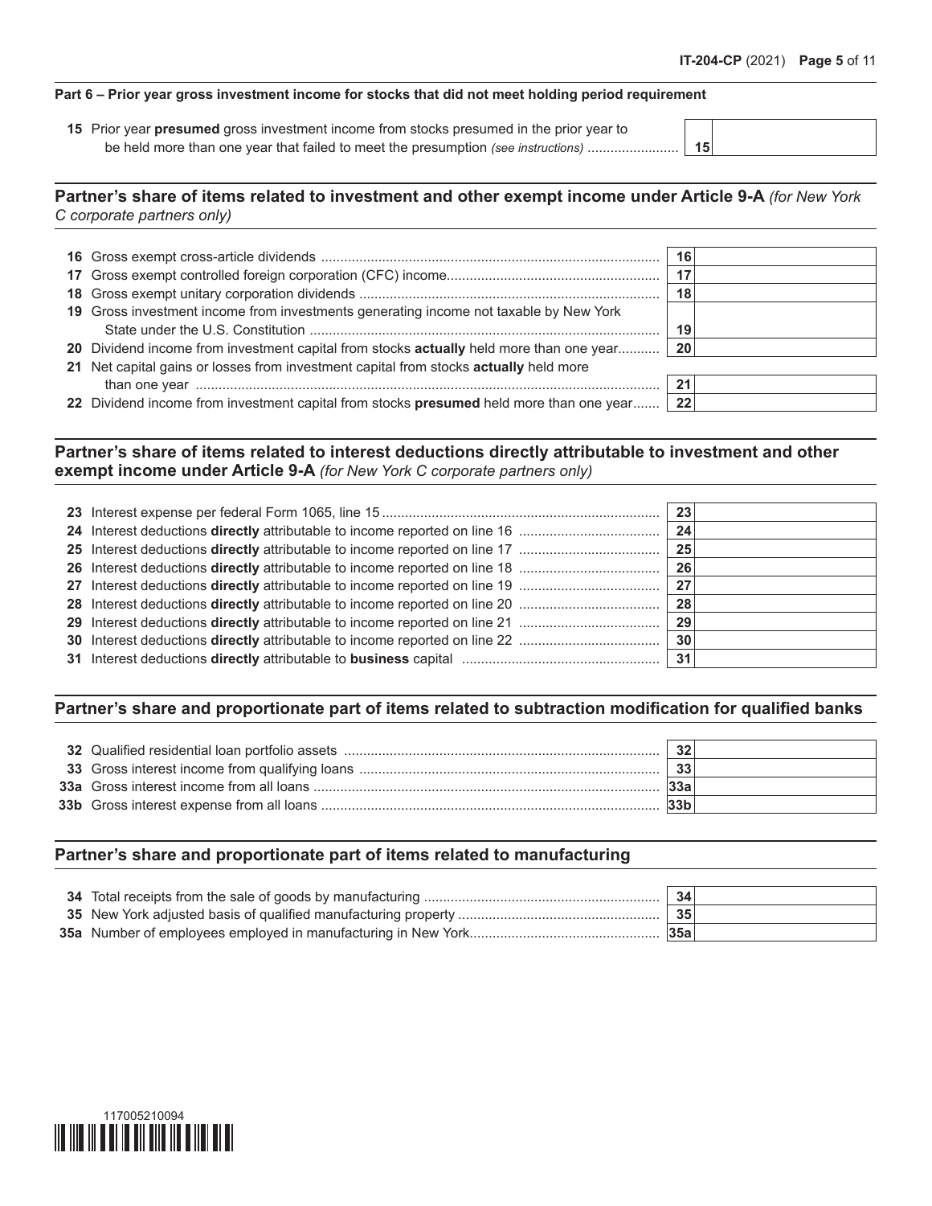**Part 6 – Prior year gross investment income for stocks that did not meet holding period requirement**

| | | | |
|---|---|---|---|
| 15 | Prior year **presumed** gross investment income from stocks presumed in the prior year to be held more than one year that failed to meet the presumption *(see instructions)* | 15 | |

## Partner's share of items related to investment and other exempt income under Article 9-A *(for New York C corporate partners only)*

| | | | |
|---|---|---|---|
| 16 | Gross exempt cross-article dividends | 16 | |
| 17 | Gross exempt controlled foreign corporation (CFC) income | 17 | |
| 18 | Gross exempt unitary corporation dividends | 18 | |
| 19 | Gross investment income from investments generating income not taxable by New York State under the U.S. Constitution | 19 | |
| 20 | Dividend income from investment capital from stocks **actually** held more than one year | 20 | |
| 21 | Net capital gains or losses from investment capital from stocks **actually** held more than one year | 21 | |
| 22 | Dividend income from investment capital from stocks **presumed** held more than one year | 22 | |

## Partner's share of items related to interest deductions directly attributable to investment and other exempt income under Article 9-A *(for New York C corporate partners only)*

| | | | |
|---|---|---|---|
| 23 | Interest expense per federal Form 1065, line 15 | 23 | |
| 24 | Interest deductions **directly** attributable to income reported on line 16 | 24 | |
| 25 | Interest deductions **directly** attributable to income reported on line 17 | 25 | |
| 26 | Interest deductions **directly** attributable to income reported on line 18 | 26 | |
| 27 | Interest deductions **directly** attributable to income reported on line 19 | 27 | |
| 28 | Interest deductions **directly** attributable to income reported on line 20 | 28 | |
| 29 | Interest deductions **directly** attributable to income reported on line 21 | 29 | |
| 30 | Interest deductions **directly** attributable to income reported on line 22 | 30 | |
| 31 | Interest deductions **directly** attributable to **business** capital | 31 | |

## Partner's share and proportionate part of items related to subtraction modification for qualified banks

| | | | |
|---|---|---|---|
| 32 | Qualified residential loan portfolio assets | 32 | |
| 33 | Gross interest income from qualifying loans | 33 | |
| 33a | Gross interest income from all loans | 33a | |
| 33b | Gross interest expense from all loans | 33b | |

## Partner's share and proportionate part of items related to manufacturing

| | | | |
|---|---|---|---|
| 34 | Total receipts from the sale of goods by manufacturing | 34 | |
| 35 | New York adjusted basis of qualified manufacturing property | 35 | |
| 35a | Number of employees employed in manufacturing in New York | 35a | |

117005210094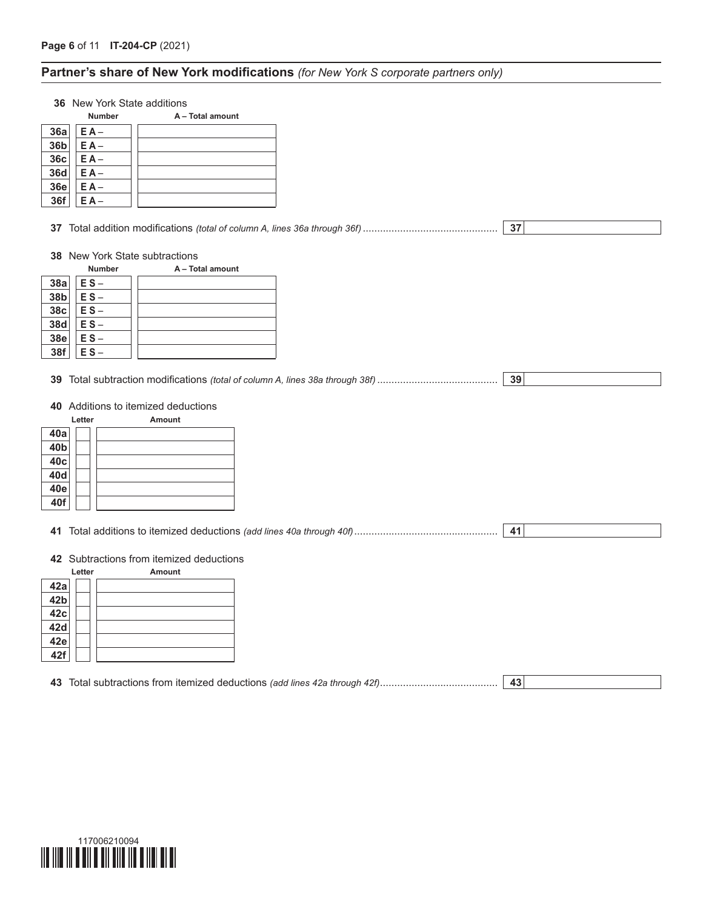## Partner's share of New York modifications *(for New York S corporate partners only)*

**36** New York State additions

| | Number | A – Total amount |
|---|---|---|
| **36a** | **E A** – | |
| **36b** | **E A** – | |
| **36c** | **E A** – | |
| **36d** | **E A** – | |
| **36e** | **E A** – | |
| **36f** | **E A** – | |

**37** Total addition modifications *(total of column A, lines 36a through 36f)* .............................................. **37**

**38** New York State subtractions

| | Number | A – Total amount |
|---|---|---|
| **38a** | **E S** – | |
| **38b** | **E S** – | |
| **38c** | **E S** – | |
| **38d** | **E S** – | |
| **38e** | **E S** – | |
| **38f** | **E S** – | |

**39** Total subtraction modifications *(total of column A, lines 38a through 38f)* .......................................... **39**

**40** Additions to itemized deductions

| | Letter | Amount |
|---|---|---|
| **40a** | | |
| **40b** | | |
| **40c** | | |
| **40d** | | |
| **40e** | | |
| **40f** | | |

**41** Total additions to itemized deductions *(add lines 40a through 40f)* ................................................. **41**

**42** Subtractions from itemized deductions

| | Letter | Amount |
|---|---|---|
| **42a** | | |
| **42b** | | |
| **42c** | | |
| **42d** | | |
| **42e** | | |
| **42f** | | |

**43** Total subtractions from itemized deductions *(add lines 42a through 42f)*........................................ **43**

117006210094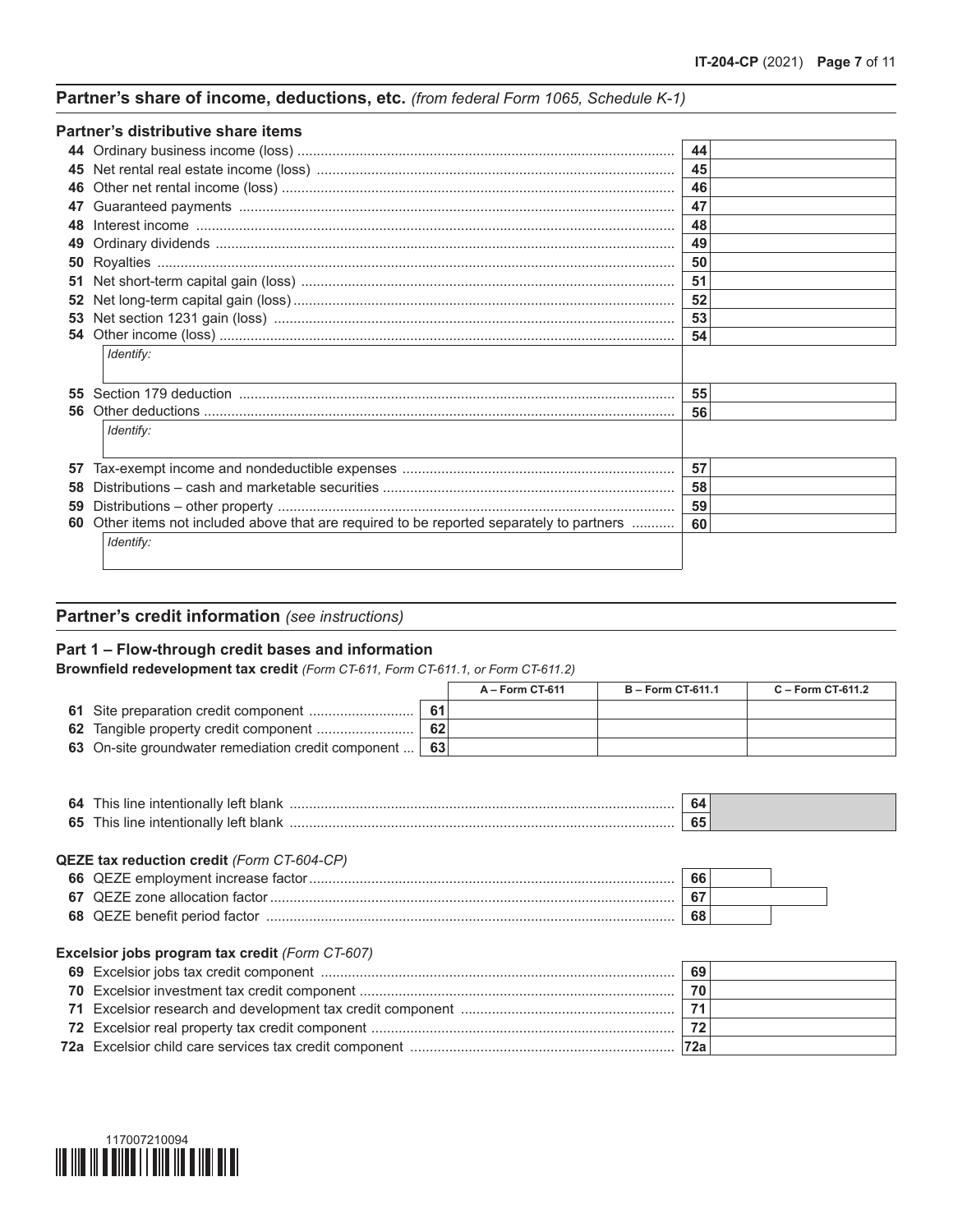## Partner's share of income, deductions, etc. *(from federal Form 1065, Schedule K-1)*

### Partner's distributive share items

| Line | Description | | Amount |
|---|---|---|---|
| 44 | Ordinary business income (loss) | 44 | |
| 45 | Net rental real estate income (loss) | 45 | |
| 46 | Other net rental income (loss) | 46 | |
| 47 | Guaranteed payments | 47 | |
| 48 | Interest income | 48 | |
| 49 | Ordinary dividends | 49 | |
| 50 | Royalties | 50 | |
| 51 | Net short-term capital gain (loss) | 51 | |
| 52 | Net long-term capital gain (loss) | 52 | |
| 53 | Net section 1231 gain (loss) | 53 | |
| 54 | Other income (loss) | 54 | |
| | *Identify:* | | |
| 55 | Section 179 deduction | 55 | |
| 56 | Other deductions | 56 | |
| | *Identify:* | | |
| 57 | Tax-exempt income and nondeductible expenses | 57 | |
| 58 | Distributions – cash and marketable securities | 58 | |
| 59 | Distributions – other property | 59 | |
| 60 | Other items not included above that are required to be reported separately to partners | 60 | |
| | *Identify:* | | |

## Partner's credit information *(see instructions)*

### Part 1 – Flow-through credit bases and information

**Brownfield redevelopment tax credit** *(Form CT-611, Form CT-611.1, or Form CT-611.2)*

| Line | Description | | A – Form CT-611 | B – Form CT-611.1 | C – Form CT-611.2 |
|---|---|---|---|---|---|
| 61 | Site preparation credit component | 61 | | | |
| 62 | Tangible property credit component | 62 | | | |
| 63 | On-site groundwater remediation credit component | 63 | | | |

| Line | Description | | Amount |
|---|---|---|---|
| 64 | This line intentionally left blank | 64 | |
| 65 | This line intentionally left blank | 65 | |

**QEZE tax reduction credit** *(Form CT-604-CP)*

| Line | Description | | Amount |
|---|---|---|---|
| 66 | QEZE employment increase factor | 66 | |
| 67 | QEZE zone allocation factor | 67 | |
| 68 | QEZE benefit period factor | 68 | |

**Excelsior jobs program tax credit** *(Form CT-607)*

| Line | Description | | Amount |
|---|---|---|---|
| 69 | Excelsior jobs tax credit component | 69 | |
| 70 | Excelsior investment tax credit component | 70 | |
| 71 | Excelsior research and development tax credit component | 71 | |
| 72 | Excelsior real property tax credit component | 72 | |
| 72a | Excelsior child care services tax credit component | 72a | |

117007210094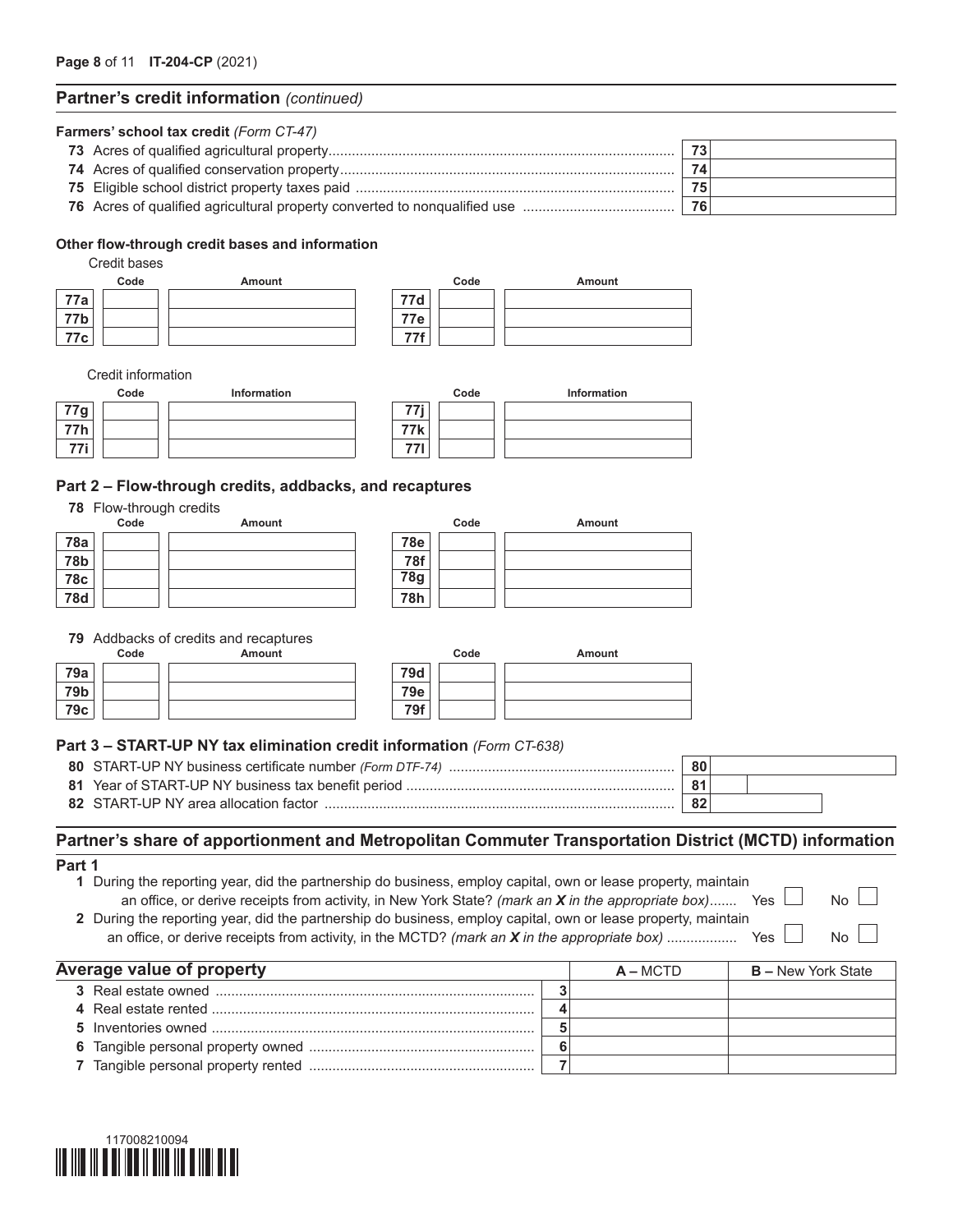## Partner's credit information *(continued)*

### Farmers' school tax credit *(Form CT-47)*

| | | | |
|---|---|---|---|
| 73 | Acres of qualified agricultural property | 73 | |
| 74 | Acres of qualified conservation property | 74 | |
| 75 | Eligible school district property taxes paid | 75 | |
| 76 | Acres of qualified agricultural property converted to nonqualified use | 76 | |

### Other flow-through credit bases and information

Credit bases

| | Code | Amount | | Code | Amount |
|---|---|---|---|---|---|
| 77a | | | 77d | | |
| 77b | | | 77e | | |
| 77c | | | 77f | | |

Credit information

| | Code | Information | | Code | Information |
|---|---|---|---|---|---|
| 77g | | | 77j | | |
| 77h | | | 77k | | |
| 77i | | | 77l | | |

### Part 2 – Flow-through credits, addbacks, and recaptures

**78** Flow-through credits

| | Code | Amount | | Code | Amount |
|---|---|---|---|---|---|
| 78a | | | 78e | | |
| 78b | | | 78f | | |
| 78c | | | 78g | | |
| 78d | | | 78h | | |

**79** Addbacks of credits and recaptures

| | Code | Amount | | Code | Amount |
|---|---|---|---|---|---|
| 79a | | | 79d | | |
| 79b | | | 79e | | |
| 79c | | | 79f | | |

### Part 3 – START-UP NY tax elimination credit information *(Form CT-638)*

| | | | |
|---|---|---|---|
| 80 | START-UP NY business certificate number *(Form DTF-74)* | 80 | |
| 81 | Year of START-UP NY business tax benefit period | 81 | |
| 82 | START-UP NY area allocation factor | 82 | |

## Partner's share of apportionment and Metropolitan Commuter Transportation District (MCTD) information

### Part 1

**1** During the reporting year, did the partnership do business, employ capital, own or lease property, maintain an office, or derive receipts from activity, in New York State? *(mark an **X** in the appropriate box)* Yes ☐ No ☐

**2** During the reporting year, did the partnership do business, employ capital, own or lease property, maintain an office, or derive receipts from activity, in the MCTD? *(mark an **X** in the appropriate box)* Yes ☐ No ☐

| Average value of property | | A – MCTD | B – New York State |
|---|---|---|---|
| 3 Real estate owned | 3 | | |
| 4 Real estate rented | 4 | | |
| 5 Inventories owned | 5 | | |
| 6 Tangible personal property owned | 6 | | |
| 7 Tangible personal property rented | 7 | | |

117008210094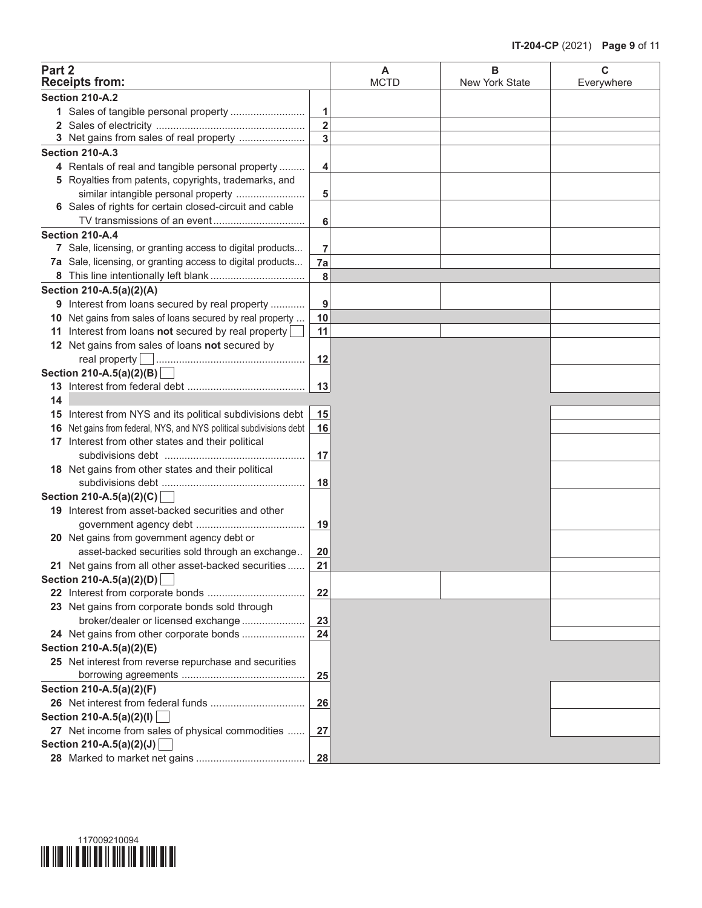| Part 2<br>Receipts from: | | A<br>MCTD | B<br>New York State | C<br>Everywhere |
|---|---|---|---|---|
| **Section 210-A.2** | | | | |
| 1 Sales of tangible personal property | 1 | | | |
| 2 Sales of electricity | 2 | | | |
| 3 Net gains from sales of real property | 3 | | | |
| **Section 210-A.3** | | | | |
| 4 Rentals of real and tangible personal property | 4 | | | |
| 5 Royalties from patents, copyrights, trademarks, and similar intangible personal property | 5 | | | |
| 6 Sales of rights for certain closed-circuit and cable TV transmissions of an event | 6 | | | |
| **Section 210-A.4** | | | | |
| 7 Sale, licensing, or granting access to digital products | 7 | | | |
| 7a Sale, licensing, or granting access to digital products | 7a | | | |
| 8 This line intentionally left blank | 8 | | | |
| **Section 210-A.5(a)(2)(A)** | | | | |
| 9 Interest from loans secured by real property | 9 | | | |
| 10 Net gains from sales of loans secured by real property | 10 | | | |
| 11 Interest from loans **not** secured by real property ☐ | 11 | | | |
| 12 Net gains from sales of loans **not** secured by real property ☐ | 12 | | | |
| **Section 210-A.5(a)(2)(B)** ☐ | | | | |
| 13 Interest from federal debt | 13 | | | |
| 14 | | | | |
| 15 Interest from NYS and its political subdivisions debt | 15 | | | |
| 16 Net gains from federal, NYS, and NYS political subdivisions debt | 16 | | | |
| 17 Interest from other states and their political subdivisions debt | 17 | | | |
| 18 Net gains from other states and their political subdivisions debt | 18 | | | |
| **Section 210-A.5(a)(2)(C)** ☐ | | | | |
| 19 Interest from asset-backed securities and other government agency debt | 19 | | | |
| 20 Net gains from government agency debt or asset-backed securities sold through an exchange | 20 | | | |
| 21 Net gains from all other asset-backed securities | 21 | | | |
| **Section 210-A.5(a)(2)(D)** ☐ | | | | |
| 22 Interest from corporate bonds | 22 | | | |
| 23 Net gains from corporate bonds sold through broker/dealer or licensed exchange | 23 | | | |
| 24 Net gains from other corporate bonds | 24 | | | |
| **Section 210-A.5(a)(2)(E)** | | | | |
| 25 Net interest from reverse repurchase and securities borrowing agreements | 25 | | | |
| **Section 210-A.5(a)(2)(F)** | | | | |
| 26 Net interest from federal funds | 26 | | | |
| **Section 210-A.5(a)(2)(I)** ☐ | | | | |
| 27 Net income from sales of physical commodities | 27 | | | |
| **Section 210-A.5(a)(2)(J)** ☐ | | | | |
| 28 Marked to market net gains | 28 | | | |

117009210094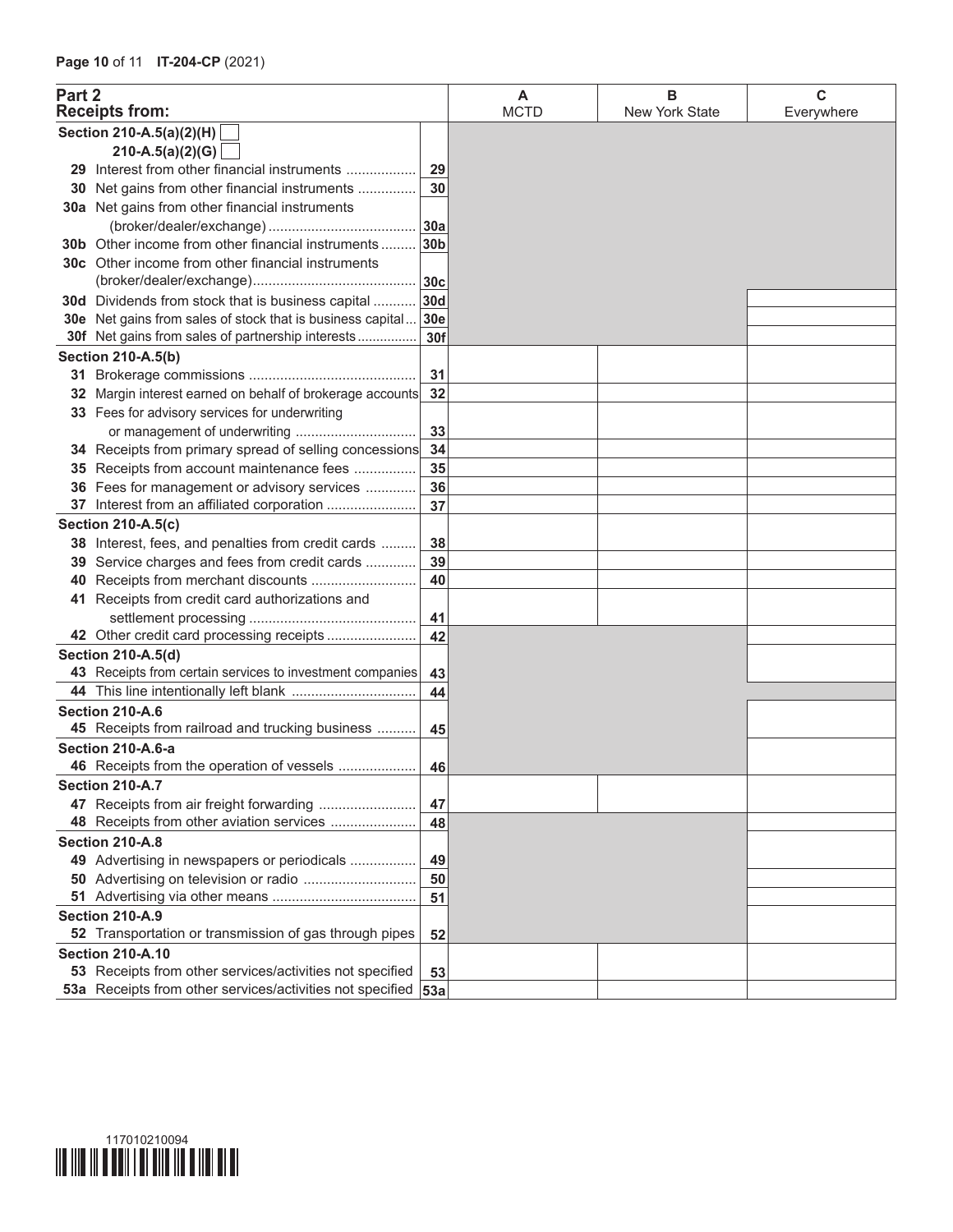| Part 2 Receipts from: | | A MCTD | B New York State | C Everywhere |
|---|---|---|---|---|
| **Section 210-A.5(a)(2)(H)** ☐ | | | | |
| **210-A.5(a)(2)(G)** ☐ | | | | |
| 29 Interest from other financial instruments | 29 | | | |
| 30 Net gains from other financial instruments | 30 | | | |
| 30a Net gains from other financial instruments (broker/dealer/exchange) | 30a | | | |
| 30b Other income from other financial instruments | 30b | | | |
| 30c Other income from other financial instruments (broker/dealer/exchange) | 30c | | | |
| 30d Dividends from stock that is business capital | 30d | | | |
| 30e Net gains from sales of stock that is business capital | 30e | | | |
| 30f Net gains from sales of partnership interests | 30f | | | |
| **Section 210-A.5(b)** | | | | |
| 31 Brokerage commissions | 31 | | | |
| 32 Margin interest earned on behalf of brokerage accounts | 32 | | | |
| 33 Fees for advisory services for underwriting or management of underwriting | 33 | | | |
| 34 Receipts from primary spread of selling concessions | 34 | | | |
| 35 Receipts from account maintenance fees | 35 | | | |
| 36 Fees for management or advisory services | 36 | | | |
| 37 Interest from an affiliated corporation | 37 | | | |
| **Section 210-A.5(c)** | | | | |
| 38 Interest, fees, and penalties from credit cards | 38 | | | |
| 39 Service charges and fees from credit cards | 39 | | | |
| 40 Receipts from merchant discounts | 40 | | | |
| 41 Receipts from credit card authorizations and settlement processing | 41 | | | |
| 42 Other credit card processing receipts | 42 | | | |
| **Section 210-A.5(d)** | | | | |
| 43 Receipts from certain services to investment companies | 43 | | | |
| 44 This line intentionally left blank | 44 | | | |
| **Section 210-A.6** | | | | |
| 45 Receipts from railroad and trucking business | 45 | | | |
| **Section 210-A.6-a** | | | | |
| 46 Receipts from the operation of vessels | 46 | | | |
| **Section 210-A.7** | | | | |
| 47 Receipts from air freight forwarding | 47 | | | |
| 48 Receipts from other aviation services | 48 | | | |
| **Section 210-A.8** | | | | |
| 49 Advertising in newspapers or periodicals | 49 | | | |
| 50 Advertising on television or radio | 50 | | | |
| 51 Advertising via other means | 51 | | | |
| **Section 210-A.9** | | | | |
| 52 Transportation or transmission of gas through pipes | 52 | | | |
| **Section 210-A.10** | | | | |
| 53 Receipts from other services/activities not specified | 53 | | | |
| 53a Receipts from other services/activities not specified | 53a | | | |

117010210094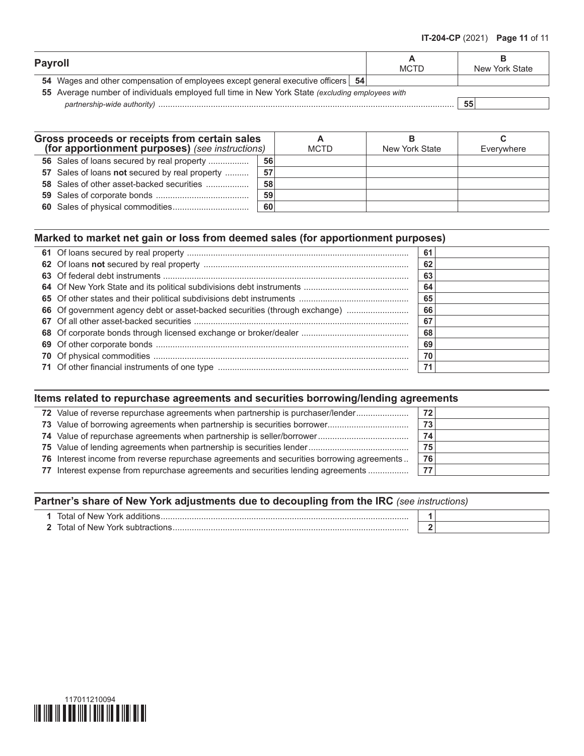## Payroll

| | | A MCTD | B New York State |
|---|---|---|---|
| 54 Wages and other compensation of employees except general executive officers | 54 | | |
| 55 Average number of individuals employed full time in New York State *(excluding employees with partnership-wide authority)* | 55 | | |

## Gross proceeds or receipts from certain sales (for apportionment purposes) *(see instructions)*

| | | A MCTD | B New York State | C Everywhere |
|---|---|---|---|---|
| 56 Sales of loans secured by real property | 56 | | | |
| 57 Sales of loans **not** secured by real property | 57 | | | |
| 58 Sales of other asset-backed securities | 58 | | | |
| 59 Sales of corporate bonds | 59 | | | |
| 60 Sales of physical commodities | 60 | | | |

## Marked to market net gain or loss from deemed sales (for apportionment purposes)

| | | |
|---|---|---|
| 61 Of loans secured by real property | 61 | |
| 62 Of loans **not** secured by real property | 62 | |
| 63 Of federal debt instruments | 63 | |
| 64 Of New York State and its political subdivisions debt instruments | 64 | |
| 65 Of other states and their political subdivisions debt instruments | 65 | |
| 66 Of government agency debt or asset-backed securities (through exchange) | 66 | |
| 67 Of all other asset-backed securities | 67 | |
| 68 Of corporate bonds through licensed exchange or broker/dealer | 68 | |
| 69 Of other corporate bonds | 69 | |
| 70 Of physical commodities | 70 | |
| 71 Of other financial instruments of one type | 71 | |

## Items related to repurchase agreements and securities borrowing/lending agreements

| | | |
|---|---|---|
| 72 Value of reverse repurchase agreements when partnership is purchaser/lender | 72 | |
| 73 Value of borrowing agreements when partnership is securities borrower | 73 | |
| 74 Value of repurchase agreements when partnership is seller/borrower | 74 | |
| 75 Value of lending agreements when partnership is securities lender | 75 | |
| 76 Interest income from reverse repurchase agreements and securities borrowing agreements | 76 | |
| 77 Interest expense from repurchase agreements and securities lending agreements | 77 | |

## Partner's share of New York adjustments due to decoupling from the IRC *(see instructions)*

| | | |
|---|---|---|
| 1 Total of New York additions | 1 | |
| 2 Total of New York subtractions | 2 | |

117011210094